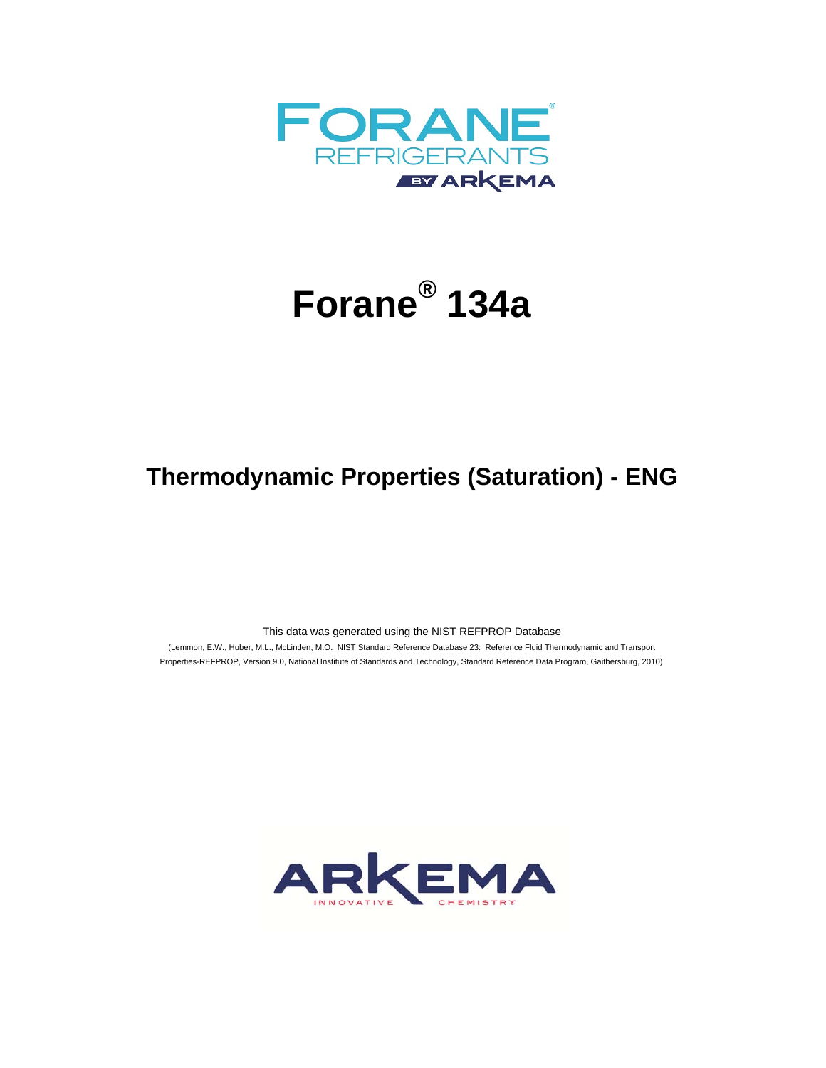FORANE®
REFRIGERANTS
BY ARKEMA

# Forane® 134a

## Thermodynamic Properties (Saturation) - ENG

This data was generated using the NIST REFPROP Database

(Lemmon, E.W., Huber, M.L., McLinden, M.O. NIST Standard Reference Database 23: Reference Fluid Thermodynamic and Transport Properties-REFPROP, Version 9.0, National Institute of Standards and Technology, Standard Reference Data Program, Gaithersburg, 2010)

ARKEMA
INNOVATIVE CHEMISTRY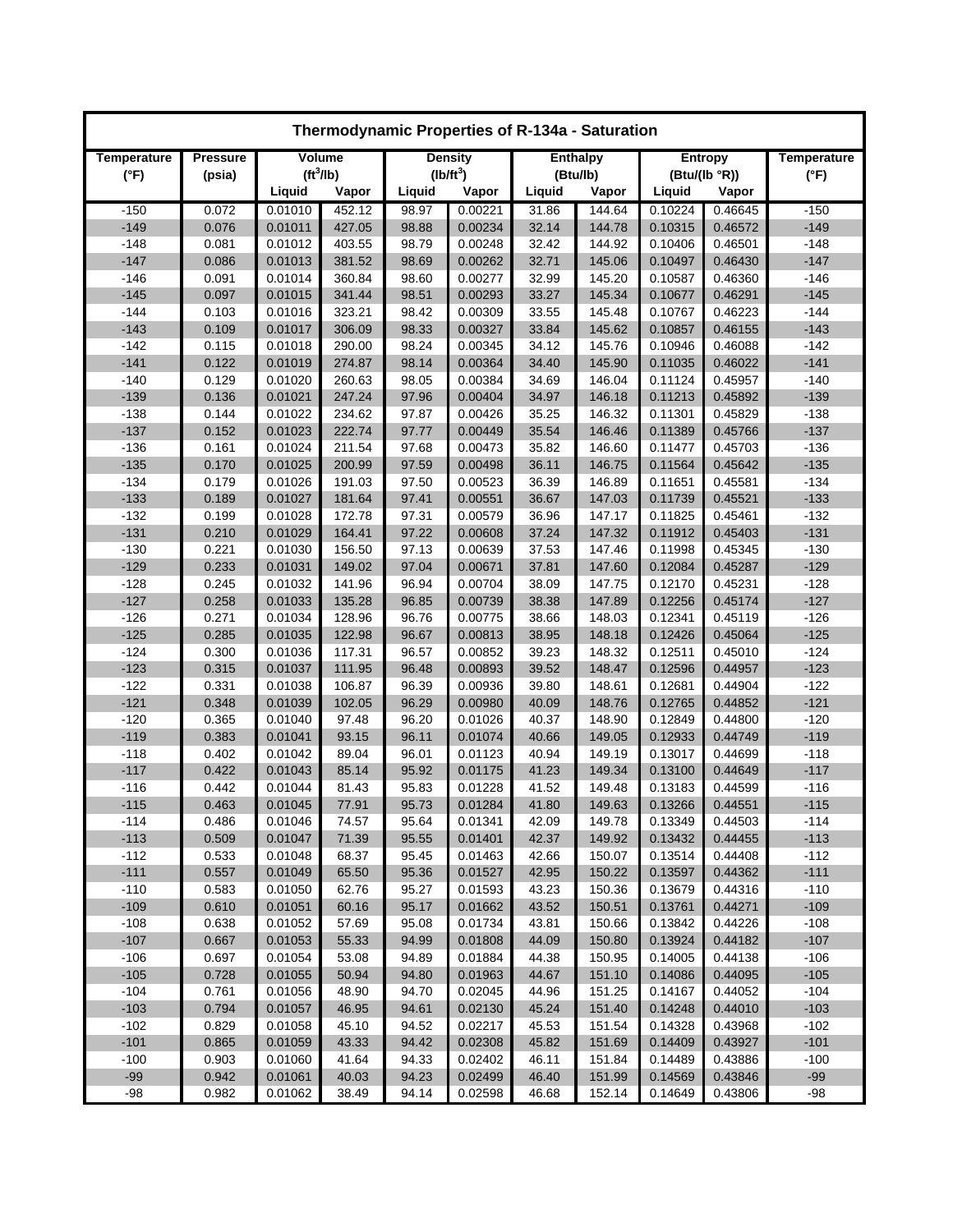| Thermodynamic Properties of R-134a - Saturation | | | | | | | | | | |
|---|---|---|---|---|---|---|---|---|---|---|
| Temperature (°F) | Pressure (psia) | Volume ($ft^3$/lb) | | Density ($lb/ft^3$) | | Enthalpy (Btu/lb) | | Entropy (Btu/(lb °R)) | | Temperature (°F) |
| | | Liquid | Vapor | Liquid | Vapor | Liquid | Vapor | Liquid | Vapor | |
| -150 | 0.072 | 0.01010 | 452.12 | 98.97 | 0.00221 | 31.86 | 144.64 | 0.10224 | 0.46645 | -150 |
| -149 | 0.076 | 0.01011 | 427.05 | 98.88 | 0.00234 | 32.14 | 144.78 | 0.10315 | 0.46572 | -149 |
| -148 | 0.081 | 0.01012 | 403.55 | 98.79 | 0.00248 | 32.42 | 144.92 | 0.10406 | 0.46501 | -148 |
| -147 | 0.086 | 0.01013 | 381.52 | 98.69 | 0.00262 | 32.71 | 145.06 | 0.10497 | 0.46430 | -147 |
| -146 | 0.091 | 0.01014 | 360.84 | 98.60 | 0.00277 | 32.99 | 145.20 | 0.10587 | 0.46360 | -146 |
| -145 | 0.097 | 0.01015 | 341.44 | 98.51 | 0.00293 | 33.27 | 145.34 | 0.10677 | 0.46291 | -145 |
| -144 | 0.103 | 0.01016 | 323.21 | 98.42 | 0.00309 | 33.55 | 145.48 | 0.10767 | 0.46223 | -144 |
| -143 | 0.109 | 0.01017 | 306.09 | 98.33 | 0.00327 | 33.84 | 145.62 | 0.10857 | 0.46155 | -143 |
| -142 | 0.115 | 0.01018 | 290.00 | 98.24 | 0.00345 | 34.12 | 145.76 | 0.10946 | 0.46088 | -142 |
| -141 | 0.122 | 0.01019 | 274.87 | 98.14 | 0.00364 | 34.40 | 145.90 | 0.11035 | 0.46022 | -141 |
| -140 | 0.129 | 0.01020 | 260.63 | 98.05 | 0.00384 | 34.69 | 146.04 | 0.11124 | 0.45957 | -140 |
| -139 | 0.136 | 0.01021 | 247.24 | 97.96 | 0.00404 | 34.97 | 146.18 | 0.11213 | 0.45892 | -139 |
| -138 | 0.144 | 0.01022 | 234.62 | 97.87 | 0.00426 | 35.25 | 146.32 | 0.11301 | 0.45829 | -138 |
| -137 | 0.152 | 0.01023 | 222.74 | 97.77 | 0.00449 | 35.54 | 146.46 | 0.11389 | 0.45766 | -137 |
| -136 | 0.161 | 0.01024 | 211.54 | 97.68 | 0.00473 | 35.82 | 146.60 | 0.11477 | 0.45703 | -136 |
| -135 | 0.170 | 0.01025 | 200.99 | 97.59 | 0.00498 | 36.11 | 146.75 | 0.11564 | 0.45642 | -135 |
| -134 | 0.179 | 0.01026 | 191.03 | 97.50 | 0.00523 | 36.39 | 146.89 | 0.11651 | 0.45581 | -134 |
| -133 | 0.189 | 0.01027 | 181.64 | 97.41 | 0.00551 | 36.67 | 147.03 | 0.11739 | 0.45521 | -133 |
| -132 | 0.199 | 0.01028 | 172.78 | 97.31 | 0.00579 | 36.96 | 147.17 | 0.11825 | 0.45461 | -132 |
| -131 | 0.210 | 0.01029 | 164.41 | 97.22 | 0.00608 | 37.24 | 147.32 | 0.11912 | 0.45403 | -131 |
| -130 | 0.221 | 0.01030 | 156.50 | 97.13 | 0.00639 | 37.53 | 147.46 | 0.11998 | 0.45345 | -130 |
| -129 | 0.233 | 0.01031 | 149.02 | 97.04 | 0.00671 | 37.81 | 147.60 | 0.12084 | 0.45287 | -129 |
| -128 | 0.245 | 0.01032 | 141.96 | 96.94 | 0.00704 | 38.09 | 147.75 | 0.12170 | 0.45231 | -128 |
| -127 | 0.258 | 0.01033 | 135.28 | 96.85 | 0.00739 | 38.38 | 147.89 | 0.12256 | 0.45174 | -127 |
| -126 | 0.271 | 0.01034 | 128.96 | 96.76 | 0.00775 | 38.66 | 148.03 | 0.12341 | 0.45119 | -126 |
| -125 | 0.285 | 0.01035 | 122.98 | 96.67 | 0.00813 | 38.95 | 148.18 | 0.12426 | 0.45064 | -125 |
| -124 | 0.300 | 0.01036 | 117.31 | 96.57 | 0.00852 | 39.23 | 148.32 | 0.12511 | 0.45010 | -124 |
| -123 | 0.315 | 0.01037 | 111.95 | 96.48 | 0.00893 | 39.52 | 148.47 | 0.12596 | 0.44957 | -123 |
| -122 | 0.331 | 0.01038 | 106.87 | 96.39 | 0.00936 | 39.80 | 148.61 | 0.12681 | 0.44904 | -122 |
| -121 | 0.348 | 0.01039 | 102.05 | 96.29 | 0.00980 | 40.09 | 148.76 | 0.12765 | 0.44852 | -121 |
| -120 | 0.365 | 0.01040 | 97.48 | 96.20 | 0.01026 | 40.37 | 148.90 | 0.12849 | 0.44800 | -120 |
| -119 | 0.383 | 0.01041 | 93.15 | 96.11 | 0.01074 | 40.66 | 149.05 | 0.12933 | 0.44749 | -119 |
| -118 | 0.402 | 0.01042 | 89.04 | 96.01 | 0.01123 | 40.94 | 149.19 | 0.13017 | 0.44699 | -118 |
| -117 | 0.422 | 0.01043 | 85.14 | 95.92 | 0.01175 | 41.23 | 149.34 | 0.13100 | 0.44649 | -117 |
| -116 | 0.442 | 0.01044 | 81.43 | 95.83 | 0.01228 | 41.52 | 149.48 | 0.13183 | 0.44599 | -116 |
| -115 | 0.463 | 0.01045 | 77.91 | 95.73 | 0.01284 | 41.80 | 149.63 | 0.13266 | 0.44551 | -115 |
| -114 | 0.486 | 0.01046 | 74.57 | 95.64 | 0.01341 | 42.09 | 149.78 | 0.13349 | 0.44503 | -114 |
| -113 | 0.509 | 0.01047 | 71.39 | 95.55 | 0.01401 | 42.37 | 149.92 | 0.13432 | 0.44455 | -113 |
| -112 | 0.533 | 0.01048 | 68.37 | 95.45 | 0.01463 | 42.66 | 150.07 | 0.13514 | 0.44408 | -112 |
| -111 | 0.557 | 0.01049 | 65.50 | 95.36 | 0.01527 | 42.95 | 150.22 | 0.13597 | 0.44362 | -111 |
| -110 | 0.583 | 0.01050 | 62.76 | 95.27 | 0.01593 | 43.23 | 150.36 | 0.13679 | 0.44316 | -110 |
| -109 | 0.610 | 0.01051 | 60.16 | 95.17 | 0.01662 | 43.52 | 150.51 | 0.13761 | 0.44271 | -109 |
| -108 | 0.638 | 0.01052 | 57.69 | 95.08 | 0.01734 | 43.81 | 150.66 | 0.13842 | 0.44226 | -108 |
| -107 | 0.667 | 0.01053 | 55.33 | 94.99 | 0.01808 | 44.09 | 150.80 | 0.13924 | 0.44182 | -107 |
| -106 | 0.697 | 0.01054 | 53.08 | 94.89 | 0.01884 | 44.38 | 150.95 | 0.14005 | 0.44138 | -106 |
| -105 | 0.728 | 0.01055 | 50.94 | 94.80 | 0.01963 | 44.67 | 151.10 | 0.14086 | 0.44095 | -105 |
| -104 | 0.761 | 0.01056 | 48.90 | 94.70 | 0.02045 | 44.96 | 151.25 | 0.14167 | 0.44052 | -104 |
| -103 | 0.794 | 0.01057 | 46.95 | 94.61 | 0.02130 | 45.24 | 151.40 | 0.14248 | 0.44010 | -103 |
| -102 | 0.829 | 0.01058 | 45.10 | 94.52 | 0.02217 | 45.53 | 151.54 | 0.14328 | 0.43968 | -102 |
| -101 | 0.865 | 0.01059 | 43.33 | 94.42 | 0.02308 | 45.82 | 151.69 | 0.14409 | 0.43927 | -101 |
| -100 | 0.903 | 0.01060 | 41.64 | 94.33 | 0.02402 | 46.11 | 151.84 | 0.14489 | 0.43886 | -100 |
| -99 | 0.942 | 0.01061 | 40.03 | 94.23 | 0.02499 | 46.40 | 151.99 | 0.14569 | 0.43846 | -99 |
| -98 | 0.982 | 0.01062 | 38.49 | 94.14 | 0.02598 | 46.68 | 152.14 | 0.14649 | 0.43806 | -98 |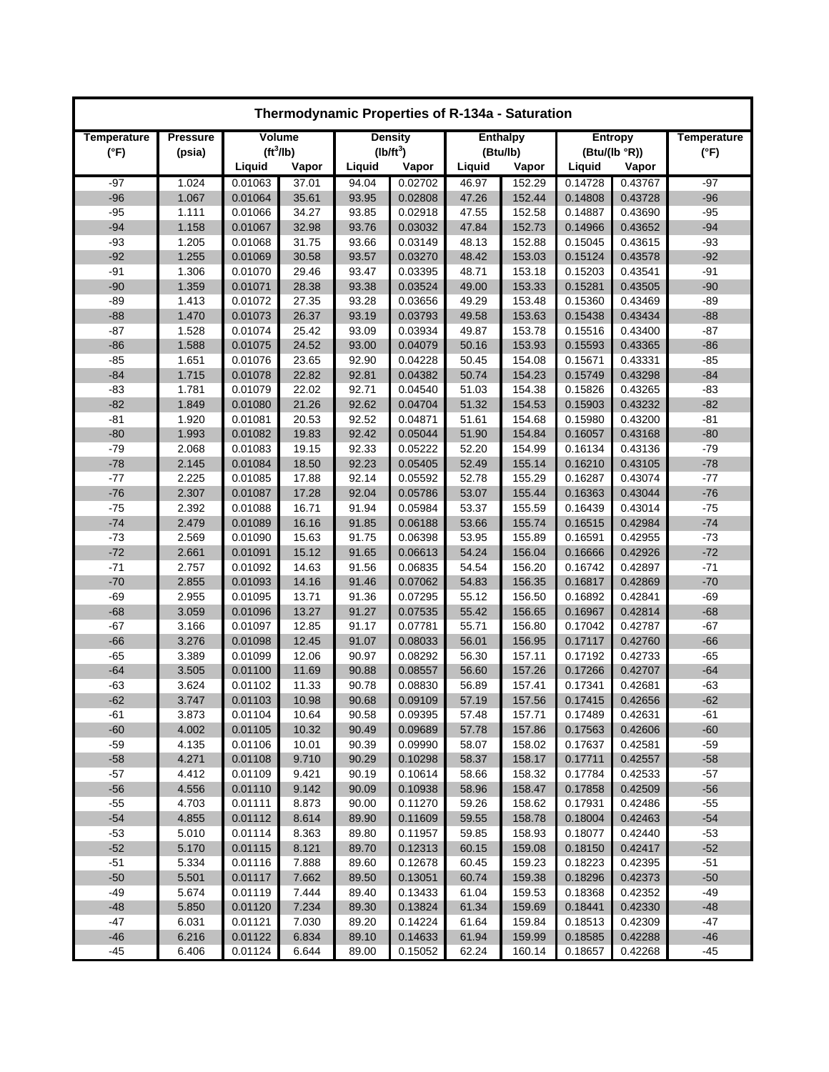# Thermodynamic Properties of R-134a - Saturation

| Temperature (°F) | Pressure (psia) | Volume ($ft^3$/lb) | | Density ($lb/ft^3$) | | Enthalpy (Btu/lb) | | Entropy (Btu/(lb °R)) | | Temperature (°F) |
|---|---|---|---|---|---|---|---|---|---|---|
| | | Liquid | Vapor | Liquid | Vapor | Liquid | Vapor | Liquid | Vapor | |
| -97 | 1.024 | 0.01063 | 37.01 | 94.04 | 0.02702 | 46.97 | 152.29 | 0.14728 | 0.43767 | -97 |
| -96 | 1.067 | 0.01064 | 35.61 | 93.95 | 0.02808 | 47.26 | 152.44 | 0.14808 | 0.43728 | -96 |
| -95 | 1.111 | 0.01066 | 34.27 | 93.85 | 0.02918 | 47.55 | 152.58 | 0.14887 | 0.43690 | -95 |
| -94 | 1.158 | 0.01067 | 32.98 | 93.76 | 0.03032 | 47.84 | 152.73 | 0.14966 | 0.43652 | -94 |
| -93 | 1.205 | 0.01068 | 31.75 | 93.66 | 0.03149 | 48.13 | 152.88 | 0.15045 | 0.43615 | -93 |
| -92 | 1.255 | 0.01069 | 30.58 | 93.57 | 0.03270 | 48.42 | 153.03 | 0.15124 | 0.43578 | -92 |
| -91 | 1.306 | 0.01070 | 29.46 | 93.47 | 0.03395 | 48.71 | 153.18 | 0.15203 | 0.43541 | -91 |
| -90 | 1.359 | 0.01071 | 28.38 | 93.38 | 0.03524 | 49.00 | 153.33 | 0.15281 | 0.43505 | -90 |
| -89 | 1.413 | 0.01072 | 27.35 | 93.28 | 0.03656 | 49.29 | 153.48 | 0.15360 | 0.43469 | -89 |
| -88 | 1.470 | 0.01073 | 26.37 | 93.19 | 0.03793 | 49.58 | 153.63 | 0.15438 | 0.43434 | -88 |
| -87 | 1.528 | 0.01074 | 25.42 | 93.09 | 0.03934 | 49.87 | 153.78 | 0.15516 | 0.43400 | -87 |
| -86 | 1.588 | 0.01075 | 24.52 | 93.00 | 0.04079 | 50.16 | 153.93 | 0.15593 | 0.43365 | -86 |
| -85 | 1.651 | 0.01076 | 23.65 | 92.90 | 0.04228 | 50.45 | 154.08 | 0.15671 | 0.43331 | -85 |
| -84 | 1.715 | 0.01078 | 22.82 | 92.81 | 0.04382 | 50.74 | 154.23 | 0.15749 | 0.43298 | -84 |
| -83 | 1.781 | 0.01079 | 22.02 | 92.71 | 0.04540 | 51.03 | 154.38 | 0.15826 | 0.43265 | -83 |
| -82 | 1.849 | 0.01080 | 21.26 | 92.62 | 0.04704 | 51.32 | 154.53 | 0.15903 | 0.43232 | -82 |
| -81 | 1.920 | 0.01081 | 20.53 | 92.52 | 0.04871 | 51.61 | 154.68 | 0.15980 | 0.43200 | -81 |
| -80 | 1.993 | 0.01082 | 19.83 | 92.42 | 0.05044 | 51.90 | 154.84 | 0.16057 | 0.43168 | -80 |
| -79 | 2.068 | 0.01083 | 19.15 | 92.33 | 0.05222 | 52.20 | 154.99 | 0.16134 | 0.43136 | -79 |
| -78 | 2.145 | 0.01084 | 18.50 | 92.23 | 0.05405 | 52.49 | 155.14 | 0.16210 | 0.43105 | -78 |
| -77 | 2.225 | 0.01085 | 17.88 | 92.14 | 0.05592 | 52.78 | 155.29 | 0.16287 | 0.43074 | -77 |
| -76 | 2.307 | 0.01087 | 17.28 | 92.04 | 0.05786 | 53.07 | 155.44 | 0.16363 | 0.43044 | -76 |
| -75 | 2.392 | 0.01088 | 16.71 | 91.94 | 0.05984 | 53.37 | 155.59 | 0.16439 | 0.43014 | -75 |
| -74 | 2.479 | 0.01089 | 16.16 | 91.85 | 0.06188 | 53.66 | 155.74 | 0.16515 | 0.42984 | -74 |
| -73 | 2.569 | 0.01090 | 15.63 | 91.75 | 0.06398 | 53.95 | 155.89 | 0.16591 | 0.42955 | -73 |
| -72 | 2.661 | 0.01091 | 15.12 | 91.65 | 0.06613 | 54.24 | 156.04 | 0.16666 | 0.42926 | -72 |
| -71 | 2.757 | 0.01092 | 14.63 | 91.56 | 0.06835 | 54.54 | 156.20 | 0.16742 | 0.42897 | -71 |
| -70 | 2.855 | 0.01093 | 14.16 | 91.46 | 0.07062 | 54.83 | 156.35 | 0.16817 | 0.42869 | -70 |
| -69 | 2.955 | 0.01095 | 13.71 | 91.36 | 0.07295 | 55.12 | 156.50 | 0.16892 | 0.42841 | -69 |
| -68 | 3.059 | 0.01096 | 13.27 | 91.27 | 0.07535 | 55.42 | 156.65 | 0.16967 | 0.42814 | -68 |
| -67 | 3.166 | 0.01097 | 12.85 | 91.17 | 0.07781 | 55.71 | 156.80 | 0.17042 | 0.42787 | -67 |
| -66 | 3.276 | 0.01098 | 12.45 | 91.07 | 0.08033 | 56.01 | 156.95 | 0.17117 | 0.42760 | -66 |
| -65 | 3.389 | 0.01099 | 12.06 | 90.97 | 0.08292 | 56.30 | 157.11 | 0.17192 | 0.42733 | -65 |
| -64 | 3.505 | 0.01100 | 11.69 | 90.88 | 0.08557 | 56.60 | 157.26 | 0.17266 | 0.42707 | -64 |
| -63 | 3.624 | 0.01102 | 11.33 | 90.78 | 0.08830 | 56.89 | 157.41 | 0.17341 | 0.42681 | -63 |
| -62 | 3.747 | 0.01103 | 10.98 | 90.68 | 0.09109 | 57.19 | 157.56 | 0.17415 | 0.42656 | -62 |
| -61 | 3.873 | 0.01104 | 10.64 | 90.58 | 0.09395 | 57.48 | 157.71 | 0.17489 | 0.42631 | -61 |
| -60 | 4.002 | 0.01105 | 10.32 | 90.49 | 0.09689 | 57.78 | 157.86 | 0.17563 | 0.42606 | -60 |
| -59 | 4.135 | 0.01106 | 10.01 | 90.39 | 0.09990 | 58.07 | 158.02 | 0.17637 | 0.42581 | -59 |
| -58 | 4.271 | 0.01108 | 9.710 | 90.29 | 0.10298 | 58.37 | 158.17 | 0.17711 | 0.42557 | -58 |
| -57 | 4.412 | 0.01109 | 9.421 | 90.19 | 0.10614 | 58.66 | 158.32 | 0.17784 | 0.42533 | -57 |
| -56 | 4.556 | 0.01110 | 9.142 | 90.09 | 0.10938 | 58.96 | 158.47 | 0.17858 | 0.42509 | -56 |
| -55 | 4.703 | 0.01111 | 8.873 | 90.00 | 0.11270 | 59.26 | 158.62 | 0.17931 | 0.42486 | -55 |
| -54 | 4.855 | 0.01112 | 8.614 | 89.90 | 0.11609 | 59.55 | 158.78 | 0.18004 | 0.42463 | -54 |
| -53 | 5.010 | 0.01114 | 8.363 | 89.80 | 0.11957 | 59.85 | 158.93 | 0.18077 | 0.42440 | -53 |
| -52 | 5.170 | 0.01115 | 8.121 | 89.70 | 0.12313 | 60.15 | 159.08 | 0.18150 | 0.42417 | -52 |
| -51 | 5.334 | 0.01116 | 7.888 | 89.60 | 0.12678 | 60.45 | 159.23 | 0.18223 | 0.42395 | -51 |
| -50 | 5.501 | 0.01117 | 7.662 | 89.50 | 0.13051 | 60.74 | 159.38 | 0.18296 | 0.42373 | -50 |
| -49 | 5.674 | 0.01119 | 7.444 | 89.40 | 0.13433 | 61.04 | 159.53 | 0.18368 | 0.42352 | -49 |
| -48 | 5.850 | 0.01120 | 7.234 | 89.30 | 0.13824 | 61.34 | 159.69 | 0.18441 | 0.42330 | -48 |
| -47 | 6.031 | 0.01121 | 7.030 | 89.20 | 0.14224 | 61.64 | 159.84 | 0.18513 | 0.42309 | -47 |
| -46 | 6.216 | 0.01122 | 6.834 | 89.10 | 0.14633 | 61.94 | 159.99 | 0.18585 | 0.42288 | -46 |
| -45 | 6.406 | 0.01124 | 6.644 | 89.00 | 0.15052 | 62.24 | 160.14 | 0.18657 | 0.42268 | -45 |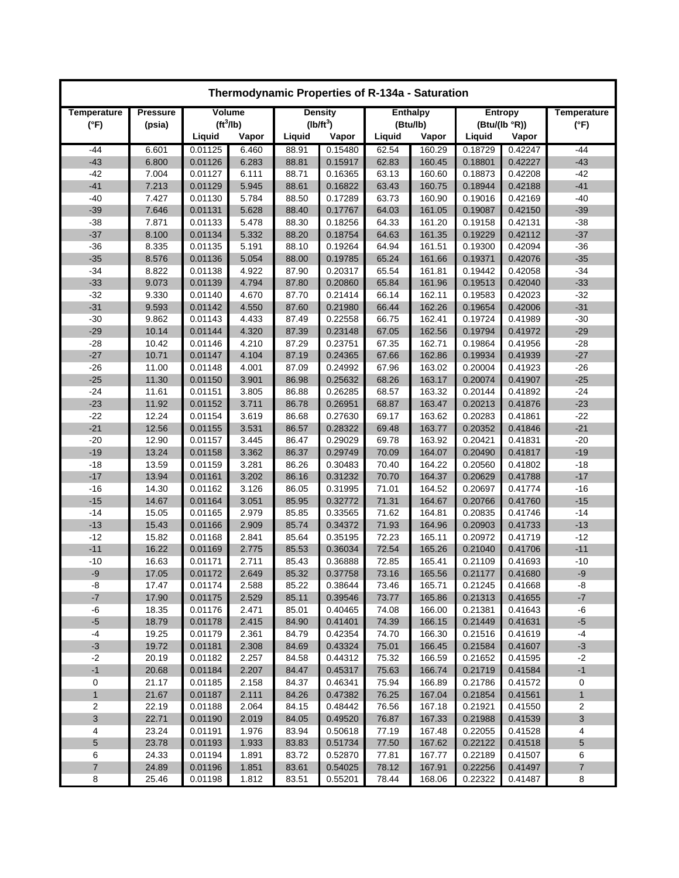# Thermodynamic Properties of R-134a - Saturation

| Temperature (°F) | Pressure (psia) | Volume ($ft^3$/lb) | | Density ($lb/ft^3$) | | Enthalpy (Btu/lb) | | Entropy (Btu/(lb °R)) | | Temperature (°F) |
|---|---|---|---|---|---|---|---|---|---|---|
| | | Liquid | Vapor | Liquid | Vapor | Liquid | Vapor | Liquid | Vapor | |
| -44 | 6.601 | 0.01125 | 6.460 | 88.91 | 0.15480 | 62.54 | 160.29 | 0.18729 | 0.42247 | -44 |
| -43 | 6.800 | 0.01126 | 6.283 | 88.81 | 0.15917 | 62.83 | 160.45 | 0.18801 | 0.42227 | -43 |
| -42 | 7.004 | 0.01127 | 6.111 | 88.71 | 0.16365 | 63.13 | 160.60 | 0.18873 | 0.42208 | -42 |
| -41 | 7.213 | 0.01129 | 5.945 | 88.61 | 0.16822 | 63.43 | 160.75 | 0.18944 | 0.42188 | -41 |
| -40 | 7.427 | 0.01130 | 5.784 | 88.50 | 0.17289 | 63.73 | 160.90 | 0.19016 | 0.42169 | -40 |
| -39 | 7.646 | 0.01131 | 5.628 | 88.40 | 0.17767 | 64.03 | 161.05 | 0.19087 | 0.42150 | -39 |
| -38 | 7.871 | 0.01133 | 5.478 | 88.30 | 0.18256 | 64.33 | 161.20 | 0.19158 | 0.42131 | -38 |
| -37 | 8.100 | 0.01134 | 5.332 | 88.20 | 0.18754 | 64.63 | 161.35 | 0.19229 | 0.42112 | -37 |
| -36 | 8.335 | 0.01135 | 5.191 | 88.10 | 0.19264 | 64.94 | 161.51 | 0.19300 | 0.42094 | -36 |
| -35 | 8.576 | 0.01136 | 5.054 | 88.00 | 0.19785 | 65.24 | 161.66 | 0.19371 | 0.42076 | -35 |
| -34 | 8.822 | 0.01138 | 4.922 | 87.90 | 0.20317 | 65.54 | 161.81 | 0.19442 | 0.42058 | -34 |
| -33 | 9.073 | 0.01139 | 4.794 | 87.80 | 0.20860 | 65.84 | 161.96 | 0.19513 | 0.42040 | -33 |
| -32 | 9.330 | 0.01140 | 4.670 | 87.70 | 0.21414 | 66.14 | 162.11 | 0.19583 | 0.42023 | -32 |
| -31 | 9.593 | 0.01142 | 4.550 | 87.60 | 0.21980 | 66.44 | 162.26 | 0.19654 | 0.42006 | -31 |
| -30 | 9.862 | 0.01143 | 4.433 | 87.49 | 0.22558 | 66.75 | 162.41 | 0.19724 | 0.41989 | -30 |
| -29 | 10.14 | 0.01144 | 4.320 | 87.39 | 0.23148 | 67.05 | 162.56 | 0.19794 | 0.41972 | -29 |
| -28 | 10.42 | 0.01146 | 4.210 | 87.29 | 0.23751 | 67.35 | 162.71 | 0.19864 | 0.41956 | -28 |
| -27 | 10.71 | 0.01147 | 4.104 | 87.19 | 0.24365 | 67.66 | 162.86 | 0.19934 | 0.41939 | -27 |
| -26 | 11.00 | 0.01148 | 4.001 | 87.09 | 0.24992 | 67.96 | 163.02 | 0.20004 | 0.41923 | -26 |
| -25 | 11.30 | 0.01150 | 3.901 | 86.98 | 0.25632 | 68.26 | 163.17 | 0.20074 | 0.41907 | -25 |
| -24 | 11.61 | 0.01151 | 3.805 | 86.88 | 0.26285 | 68.57 | 163.32 | 0.20144 | 0.41892 | -24 |
| -23 | 11.92 | 0.01152 | 3.711 | 86.78 | 0.26951 | 68.87 | 163.47 | 0.20213 | 0.41876 | -23 |
| -22 | 12.24 | 0.01154 | 3.619 | 86.68 | 0.27630 | 69.17 | 163.62 | 0.20283 | 0.41861 | -22 |
| -21 | 12.56 | 0.01155 | 3.531 | 86.57 | 0.28322 | 69.48 | 163.77 | 0.20352 | 0.41846 | -21 |
| -20 | 12.90 | 0.01157 | 3.445 | 86.47 | 0.29029 | 69.78 | 163.92 | 0.20421 | 0.41831 | -20 |
| -19 | 13.24 | 0.01158 | 3.362 | 86.37 | 0.29749 | 70.09 | 164.07 | 0.20490 | 0.41817 | -19 |
| -18 | 13.59 | 0.01159 | 3.281 | 86.26 | 0.30483 | 70.40 | 164.22 | 0.20560 | 0.41802 | -18 |
| -17 | 13.94 | 0.01161 | 3.202 | 86.16 | 0.31232 | 70.70 | 164.37 | 0.20629 | 0.41788 | -17 |
| -16 | 14.30 | 0.01162 | 3.126 | 86.05 | 0.31995 | 71.01 | 164.52 | 0.20697 | 0.41774 | -16 |
| -15 | 14.67 | 0.01164 | 3.051 | 85.95 | 0.32772 | 71.31 | 164.67 | 0.20766 | 0.41760 | -15 |
| -14 | 15.05 | 0.01165 | 2.979 | 85.85 | 0.33565 | 71.62 | 164.81 | 0.20835 | 0.41746 | -14 |
| -13 | 15.43 | 0.01166 | 2.909 | 85.74 | 0.34372 | 71.93 | 164.96 | 0.20903 | 0.41733 | -13 |
| -12 | 15.82 | 0.01168 | 2.841 | 85.64 | 0.35195 | 72.23 | 165.11 | 0.20972 | 0.41719 | -12 |
| -11 | 16.22 | 0.01169 | 2.775 | 85.53 | 0.36034 | 72.54 | 165.26 | 0.21040 | 0.41706 | -11 |
| -10 | 16.63 | 0.01171 | 2.711 | 85.43 | 0.36888 | 72.85 | 165.41 | 0.21109 | 0.41693 | -10 |
| -9 | 17.05 | 0.01172 | 2.649 | 85.32 | 0.37758 | 73.16 | 165.56 | 0.21177 | 0.41680 | -9 |
| -8 | 17.47 | 0.01174 | 2.588 | 85.22 | 0.38644 | 73.46 | 165.71 | 0.21245 | 0.41668 | -8 |
| -7 | 17.90 | 0.01175 | 2.529 | 85.11 | 0.39546 | 73.77 | 165.86 | 0.21313 | 0.41655 | -7 |
| -6 | 18.35 | 0.01176 | 2.471 | 85.01 | 0.40465 | 74.08 | 166.00 | 0.21381 | 0.41643 | -6 |
| -5 | 18.79 | 0.01178 | 2.415 | 84.90 | 0.41401 | 74.39 | 166.15 | 0.21449 | 0.41631 | -5 |
| -4 | 19.25 | 0.01179 | 2.361 | 84.79 | 0.42354 | 74.70 | 166.30 | 0.21516 | 0.41619 | -4 |
| -3 | 19.72 | 0.01181 | 2.308 | 84.69 | 0.43324 | 75.01 | 166.45 | 0.21584 | 0.41607 | -3 |
| -2 | 20.19 | 0.01182 | 2.257 | 84.58 | 0.44312 | 75.32 | 166.59 | 0.21652 | 0.41595 | -2 |
| -1 | 20.68 | 0.01184 | 2.207 | 84.47 | 0.45317 | 75.63 | 166.74 | 0.21719 | 0.41584 | -1 |
| 0 | 21.17 | 0.01185 | 2.158 | 84.37 | 0.46341 | 75.94 | 166.89 | 0.21786 | 0.41572 | 0 |
| 1 | 21.67 | 0.01187 | 2.111 | 84.26 | 0.47382 | 76.25 | 167.04 | 0.21854 | 0.41561 | 1 |
| 2 | 22.19 | 0.01188 | 2.064 | 84.15 | 0.48442 | 76.56 | 167.18 | 0.21921 | 0.41550 | 2 |
| 3 | 22.71 | 0.01190 | 2.019 | 84.05 | 0.49520 | 76.87 | 167.33 | 0.21988 | 0.41539 | 3 |
| 4 | 23.24 | 0.01191 | 1.976 | 83.94 | 0.50618 | 77.19 | 167.48 | 0.22055 | 0.41528 | 4 |
| 5 | 23.78 | 0.01193 | 1.933 | 83.83 | 0.51734 | 77.50 | 167.62 | 0.22122 | 0.41518 | 5 |
| 6 | 24.33 | 0.01194 | 1.891 | 83.72 | 0.52870 | 77.81 | 167.77 | 0.22189 | 0.41507 | 6 |
| 7 | 24.89 | 0.01196 | 1.851 | 83.61 | 0.54025 | 78.12 | 167.91 | 0.22256 | 0.41497 | 7 |
| 8 | 25.46 | 0.01198 | 1.812 | 83.51 | 0.55201 | 78.44 | 168.06 | 0.22322 | 0.41487 | 8 |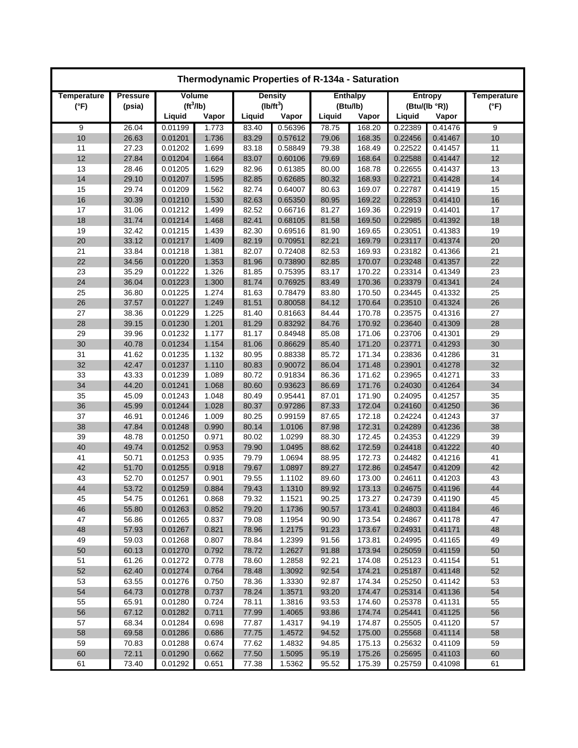# Thermodynamic Properties of R-134a - Saturation

| Temperature | Pressure | Volume | | Density | | Enthalpy | | Entropy | | Temperature |
|---|---|---|---|---|---|---|---|---|---|---|
| (°F) | (psia) | ($ft^3$/lb) | | (lb/$ft^3$) | | (Btu/lb) | | (Btu/(lb °R)) | | (°F) |
| | | Liquid | Vapor | Liquid | Vapor | Liquid | Vapor | Liquid | Vapor | |
| 9 | 26.04 | 0.01199 | 1.773 | 83.40 | 0.56396 | 78.75 | 168.20 | 0.22389 | 0.41476 | 9 |
| 10 | 26.63 | 0.01201 | 1.736 | 83.29 | 0.57612 | 79.06 | 168.35 | 0.22456 | 0.41467 | 10 |
| 11 | 27.23 | 0.01202 | 1.699 | 83.18 | 0.58849 | 79.38 | 168.49 | 0.22522 | 0.41457 | 11 |
| 12 | 27.84 | 0.01204 | 1.664 | 83.07 | 0.60106 | 79.69 | 168.64 | 0.22588 | 0.41447 | 12 |
| 13 | 28.46 | 0.01205 | 1.629 | 82.96 | 0.61385 | 80.00 | 168.78 | 0.22655 | 0.41437 | 13 |
| 14 | 29.10 | 0.01207 | 1.595 | 82.85 | 0.62685 | 80.32 | 168.93 | 0.22721 | 0.41428 | 14 |
| 15 | 29.74 | 0.01209 | 1.562 | 82.74 | 0.64007 | 80.63 | 169.07 | 0.22787 | 0.41419 | 15 |
| 16 | 30.39 | 0.01210 | 1.530 | 82.63 | 0.65350 | 80.95 | 169.22 | 0.22853 | 0.41410 | 16 |
| 17 | 31.06 | 0.01212 | 1.499 | 82.52 | 0.66716 | 81.27 | 169.36 | 0.22919 | 0.41401 | 17 |
| 18 | 31.74 | 0.01214 | 1.468 | 82.41 | 0.68105 | 81.58 | 169.50 | 0.22985 | 0.41392 | 18 |
| 19 | 32.42 | 0.01215 | 1.439 | 82.30 | 0.69516 | 81.90 | 169.65 | 0.23051 | 0.41383 | 19 |
| 20 | 33.12 | 0.01217 | 1.409 | 82.19 | 0.70951 | 82.21 | 169.79 | 0.23117 | 0.41374 | 20 |
| 21 | 33.84 | 0.01218 | 1.381 | 82.07 | 0.72408 | 82.53 | 169.93 | 0.23182 | 0.41366 | 21 |
| 22 | 34.56 | 0.01220 | 1.353 | 81.96 | 0.73890 | 82.85 | 170.07 | 0.23248 | 0.41357 | 22 |
| 23 | 35.29 | 0.01222 | 1.326 | 81.85 | 0.75395 | 83.17 | 170.22 | 0.23314 | 0.41349 | 23 |
| 24 | 36.04 | 0.01223 | 1.300 | 81.74 | 0.76925 | 83.49 | 170.36 | 0.23379 | 0.41341 | 24 |
| 25 | 36.80 | 0.01225 | 1.274 | 81.63 | 0.78479 | 83.80 | 170.50 | 0.23445 | 0.41332 | 25 |
| 26 | 37.57 | 0.01227 | 1.249 | 81.51 | 0.80058 | 84.12 | 170.64 | 0.23510 | 0.41324 | 26 |
| 27 | 38.36 | 0.01229 | 1.225 | 81.40 | 0.81663 | 84.44 | 170.78 | 0.23575 | 0.41316 | 27 |
| 28 | 39.15 | 0.01230 | 1.201 | 81.29 | 0.83292 | 84.76 | 170.92 | 0.23640 | 0.41309 | 28 |
| 29 | 39.96 | 0.01232 | 1.177 | 81.17 | 0.84948 | 85.08 | 171.06 | 0.23706 | 0.41301 | 29 |
| 30 | 40.78 | 0.01234 | 1.154 | 81.06 | 0.86629 | 85.40 | 171.20 | 0.23771 | 0.41293 | 30 |
| 31 | 41.62 | 0.01235 | 1.132 | 80.95 | 0.88338 | 85.72 | 171.34 | 0.23836 | 0.41286 | 31 |
| 32 | 42.47 | 0.01237 | 1.110 | 80.83 | 0.90072 | 86.04 | 171.48 | 0.23901 | 0.41278 | 32 |
| 33 | 43.33 | 0.01239 | 1.089 | 80.72 | 0.91834 | 86.36 | 171.62 | 0.23965 | 0.41271 | 33 |
| 34 | 44.20 | 0.01241 | 1.068 | 80.60 | 0.93623 | 86.69 | 171.76 | 0.24030 | 0.41264 | 34 |
| 35 | 45.09 | 0.01243 | 1.048 | 80.49 | 0.95441 | 87.01 | 171.90 | 0.24095 | 0.41257 | 35 |
| 36 | 45.99 | 0.01244 | 1.028 | 80.37 | 0.97286 | 87.33 | 172.04 | 0.24160 | 0.41250 | 36 |
| 37 | 46.91 | 0.01246 | 1.009 | 80.25 | 0.99159 | 87.65 | 172.18 | 0.24224 | 0.41243 | 37 |
| 38 | 47.84 | 0.01248 | 0.990 | 80.14 | 1.0106 | 87.98 | 172.31 | 0.24289 | 0.41236 | 38 |
| 39 | 48.78 | 0.01250 | 0.971 | 80.02 | 1.0299 | 88.30 | 172.45 | 0.24353 | 0.41229 | 39 |
| 40 | 49.74 | 0.01252 | 0.953 | 79.90 | 1.0495 | 88.62 | 172.59 | 0.24418 | 0.41222 | 40 |
| 41 | 50.71 | 0.01253 | 0.935 | 79.79 | 1.0694 | 88.95 | 172.73 | 0.24482 | 0.41216 | 41 |
| 42 | 51.70 | 0.01255 | 0.918 | 79.67 | 1.0897 | 89.27 | 172.86 | 0.24547 | 0.41209 | 42 |
| 43 | 52.70 | 0.01257 | 0.901 | 79.55 | 1.1102 | 89.60 | 173.00 | 0.24611 | 0.41203 | 43 |
| 44 | 53.72 | 0.01259 | 0.884 | 79.43 | 1.1310 | 89.92 | 173.13 | 0.24675 | 0.41196 | 44 |
| 45 | 54.75 | 0.01261 | 0.868 | 79.32 | 1.1521 | 90.25 | 173.27 | 0.24739 | 0.41190 | 45 |
| 46 | 55.80 | 0.01263 | 0.852 | 79.20 | 1.1736 | 90.57 | 173.41 | 0.24803 | 0.41184 | 46 |
| 47 | 56.86 | 0.01265 | 0.837 | 79.08 | 1.1954 | 90.90 | 173.54 | 0.24867 | 0.41178 | 47 |
| 48 | 57.93 | 0.01267 | 0.821 | 78.96 | 1.2175 | 91.23 | 173.67 | 0.24931 | 0.41171 | 48 |
| 49 | 59.03 | 0.01268 | 0.807 | 78.84 | 1.2399 | 91.56 | 173.81 | 0.24995 | 0.41165 | 49 |
| 50 | 60.13 | 0.01270 | 0.792 | 78.72 | 1.2627 | 91.88 | 173.94 | 0.25059 | 0.41159 | 50 |
| 51 | 61.26 | 0.01272 | 0.778 | 78.60 | 1.2858 | 92.21 | 174.08 | 0.25123 | 0.41154 | 51 |
| 52 | 62.40 | 0.01274 | 0.764 | 78.48 | 1.3092 | 92.54 | 174.21 | 0.25187 | 0.41148 | 52 |
| 53 | 63.55 | 0.01276 | 0.750 | 78.36 | 1.3330 | 92.87 | 174.34 | 0.25250 | 0.41142 | 53 |
| 54 | 64.73 | 0.01278 | 0.737 | 78.24 | 1.3571 | 93.20 | 174.47 | 0.25314 | 0.41136 | 54 |
| 55 | 65.91 | 0.01280 | 0.724 | 78.11 | 1.3816 | 93.53 | 174.60 | 0.25378 | 0.41131 | 55 |
| 56 | 67.12 | 0.01282 | 0.711 | 77.99 | 1.4065 | 93.86 | 174.74 | 0.25441 | 0.41125 | 56 |
| 57 | 68.34 | 0.01284 | 0.698 | 77.87 | 1.4317 | 94.19 | 174.87 | 0.25505 | 0.41120 | 57 |
| 58 | 69.58 | 0.01286 | 0.686 | 77.75 | 1.4572 | 94.52 | 175.00 | 0.25568 | 0.41114 | 58 |
| 59 | 70.83 | 0.01288 | 0.674 | 77.62 | 1.4832 | 94.85 | 175.13 | 0.25632 | 0.41109 | 59 |
| 60 | 72.11 | 0.01290 | 0.662 | 77.50 | 1.5095 | 95.19 | 175.26 | 0.25695 | 0.41103 | 60 |
| 61 | 73.40 | 0.01292 | 0.651 | 77.38 | 1.5362 | 95.52 | 175.39 | 0.25759 | 0.41098 | 61 |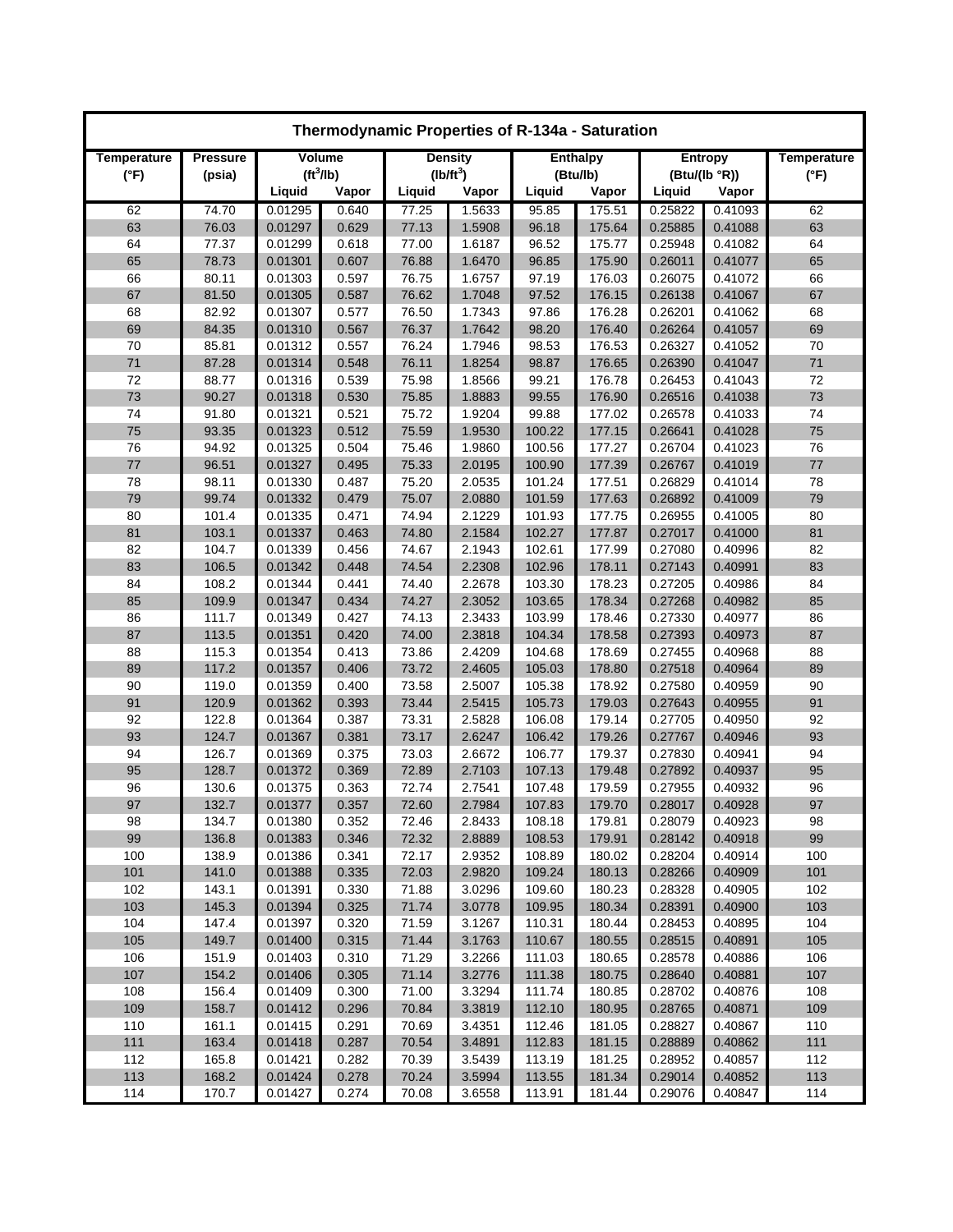| Thermodynamic Properties of R-134a - Saturation | | | | | | | | | | |
|---|---|---|---|---|---|---|---|---|---|---|
| Temperature (°F) | Pressure (psia) | Volume ($ft^3$/lb) | | Density ($lb/ft^3$) | | Enthalpy (Btu/lb) | | Entropy (Btu/(lb °R)) | | Temperature (°F) |
| | | Liquid | Vapor | Liquid | Vapor | Liquid | Vapor | Liquid | Vapor | |
| 62 | 74.70 | 0.01295 | 0.640 | 77.25 | 1.5633 | 95.85 | 175.51 | 0.25822 | 0.41093 | 62 |
| 63 | 76.03 | 0.01297 | 0.629 | 77.13 | 1.5908 | 96.18 | 175.64 | 0.25885 | 0.41088 | 63 |
| 64 | 77.37 | 0.01299 | 0.618 | 77.00 | 1.6187 | 96.52 | 175.77 | 0.25948 | 0.41082 | 64 |
| 65 | 78.73 | 0.01301 | 0.607 | 76.88 | 1.6470 | 96.85 | 175.90 | 0.26011 | 0.41077 | 65 |
| 66 | 80.11 | 0.01303 | 0.597 | 76.75 | 1.6757 | 97.19 | 176.03 | 0.26075 | 0.41072 | 66 |
| 67 | 81.50 | 0.01305 | 0.587 | 76.62 | 1.7048 | 97.52 | 176.15 | 0.26138 | 0.41067 | 67 |
| 68 | 82.92 | 0.01307 | 0.577 | 76.50 | 1.7343 | 97.86 | 176.28 | 0.26201 | 0.41062 | 68 |
| 69 | 84.35 | 0.01310 | 0.567 | 76.37 | 1.7642 | 98.20 | 176.40 | 0.26264 | 0.41057 | 69 |
| 70 | 85.81 | 0.01312 | 0.557 | 76.24 | 1.7946 | 98.53 | 176.53 | 0.26327 | 0.41052 | 70 |
| 71 | 87.28 | 0.01314 | 0.548 | 76.11 | 1.8254 | 98.87 | 176.65 | 0.26390 | 0.41047 | 71 |
| 72 | 88.77 | 0.01316 | 0.539 | 75.98 | 1.8566 | 99.21 | 176.78 | 0.26453 | 0.41043 | 72 |
| 73 | 90.27 | 0.01318 | 0.530 | 75.85 | 1.8883 | 99.55 | 176.90 | 0.26516 | 0.41038 | 73 |
| 74 | 91.80 | 0.01321 | 0.521 | 75.72 | 1.9204 | 99.88 | 177.02 | 0.26578 | 0.41033 | 74 |
| 75 | 93.35 | 0.01323 | 0.512 | 75.59 | 1.9530 | 100.22 | 177.15 | 0.26641 | 0.41028 | 75 |
| 76 | 94.92 | 0.01325 | 0.504 | 75.46 | 1.9860 | 100.56 | 177.27 | 0.26704 | 0.41023 | 76 |
| 77 | 96.51 | 0.01327 | 0.495 | 75.33 | 2.0195 | 100.90 | 177.39 | 0.26767 | 0.41019 | 77 |
| 78 | 98.11 | 0.01330 | 0.487 | 75.20 | 2.0535 | 101.24 | 177.51 | 0.26829 | 0.41014 | 78 |
| 79 | 99.74 | 0.01332 | 0.479 | 75.07 | 2.0880 | 101.59 | 177.63 | 0.26892 | 0.41009 | 79 |
| 80 | 101.4 | 0.01335 | 0.471 | 74.94 | 2.1229 | 101.93 | 177.75 | 0.26955 | 0.41005 | 80 |
| 81 | 103.1 | 0.01337 | 0.463 | 74.80 | 2.1584 | 102.27 | 177.87 | 0.27017 | 0.41000 | 81 |
| 82 | 104.7 | 0.01339 | 0.456 | 74.67 | 2.1943 | 102.61 | 177.99 | 0.27080 | 0.40996 | 82 |
| 83 | 106.5 | 0.01342 | 0.448 | 74.54 | 2.2308 | 102.96 | 178.11 | 0.27143 | 0.40991 | 83 |
| 84 | 108.2 | 0.01344 | 0.441 | 74.40 | 2.2678 | 103.30 | 178.23 | 0.27205 | 0.40986 | 84 |
| 85 | 109.9 | 0.01347 | 0.434 | 74.27 | 2.3052 | 103.65 | 178.34 | 0.27268 | 0.40982 | 85 |
| 86 | 111.7 | 0.01349 | 0.427 | 74.13 | 2.3433 | 103.99 | 178.46 | 0.27330 | 0.40977 | 86 |
| 87 | 113.5 | 0.01351 | 0.420 | 74.00 | 2.3818 | 104.34 | 178.58 | 0.27393 | 0.40973 | 87 |
| 88 | 115.3 | 0.01354 | 0.413 | 73.86 | 2.4209 | 104.68 | 178.69 | 0.27455 | 0.40968 | 88 |
| 89 | 117.2 | 0.01357 | 0.406 | 73.72 | 2.4605 | 105.03 | 178.80 | 0.27518 | 0.40964 | 89 |
| 90 | 119.0 | 0.01359 | 0.400 | 73.58 | 2.5007 | 105.38 | 178.92 | 0.27580 | 0.40959 | 90 |
| 91 | 120.9 | 0.01362 | 0.393 | 73.44 | 2.5415 | 105.73 | 179.03 | 0.27643 | 0.40955 | 91 |
| 92 | 122.8 | 0.01364 | 0.387 | 73.31 | 2.5828 | 106.08 | 179.14 | 0.27705 | 0.40950 | 92 |
| 93 | 124.7 | 0.01367 | 0.381 | 73.17 | 2.6247 | 106.42 | 179.26 | 0.27767 | 0.40946 | 93 |
| 94 | 126.7 | 0.01369 | 0.375 | 73.03 | 2.6672 | 106.77 | 179.37 | 0.27830 | 0.40941 | 94 |
| 95 | 128.7 | 0.01372 | 0.369 | 72.89 | 2.7103 | 107.13 | 179.48 | 0.27892 | 0.40937 | 95 |
| 96 | 130.6 | 0.01375 | 0.363 | 72.74 | 2.7541 | 107.48 | 179.59 | 0.27955 | 0.40932 | 96 |
| 97 | 132.7 | 0.01377 | 0.357 | 72.60 | 2.7984 | 107.83 | 179.70 | 0.28017 | 0.40928 | 97 |
| 98 | 134.7 | 0.01380 | 0.352 | 72.46 | 2.8433 | 108.18 | 179.81 | 0.28079 | 0.40923 | 98 |
| 99 | 136.8 | 0.01383 | 0.346 | 72.32 | 2.8889 | 108.53 | 179.91 | 0.28142 | 0.40918 | 99 |
| 100 | 138.9 | 0.01386 | 0.341 | 72.17 | 2.9352 | 108.89 | 180.02 | 0.28204 | 0.40914 | 100 |
| 101 | 141.0 | 0.01388 | 0.335 | 72.03 | 2.9820 | 109.24 | 180.13 | 0.28266 | 0.40909 | 101 |
| 102 | 143.1 | 0.01391 | 0.330 | 71.88 | 3.0296 | 109.60 | 180.23 | 0.28328 | 0.40905 | 102 |
| 103 | 145.3 | 0.01394 | 0.325 | 71.74 | 3.0778 | 109.95 | 180.34 | 0.28391 | 0.40900 | 103 |
| 104 | 147.4 | 0.01397 | 0.320 | 71.59 | 3.1267 | 110.31 | 180.44 | 0.28453 | 0.40895 | 104 |
| 105 | 149.7 | 0.01400 | 0.315 | 71.44 | 3.1763 | 110.67 | 180.55 | 0.28515 | 0.40891 | 105 |
| 106 | 151.9 | 0.01403 | 0.310 | 71.29 | 3.2266 | 111.03 | 180.65 | 0.28578 | 0.40886 | 106 |
| 107 | 154.2 | 0.01406 | 0.305 | 71.14 | 3.2776 | 111.38 | 180.75 | 0.28640 | 0.40881 | 107 |
| 108 | 156.4 | 0.01409 | 0.300 | 71.00 | 3.3294 | 111.74 | 180.85 | 0.28702 | 0.40876 | 108 |
| 109 | 158.7 | 0.01412 | 0.296 | 70.84 | 3.3819 | 112.10 | 180.95 | 0.28765 | 0.40871 | 109 |
| 110 | 161.1 | 0.01415 | 0.291 | 70.69 | 3.4351 | 112.46 | 181.05 | 0.28827 | 0.40867 | 110 |
| 111 | 163.4 | 0.01418 | 0.287 | 70.54 | 3.4891 | 112.83 | 181.15 | 0.28889 | 0.40862 | 111 |
| 112 | 165.8 | 0.01421 | 0.282 | 70.39 | 3.5439 | 113.19 | 181.25 | 0.28952 | 0.40857 | 112 |
| 113 | 168.2 | 0.01424 | 0.278 | 70.24 | 3.5994 | 113.55 | 181.34 | 0.29014 | 0.40852 | 113 |
| 114 | 170.7 | 0.01427 | 0.274 | 70.08 | 3.6558 | 113.91 | 181.44 | 0.29076 | 0.40847 | 114 |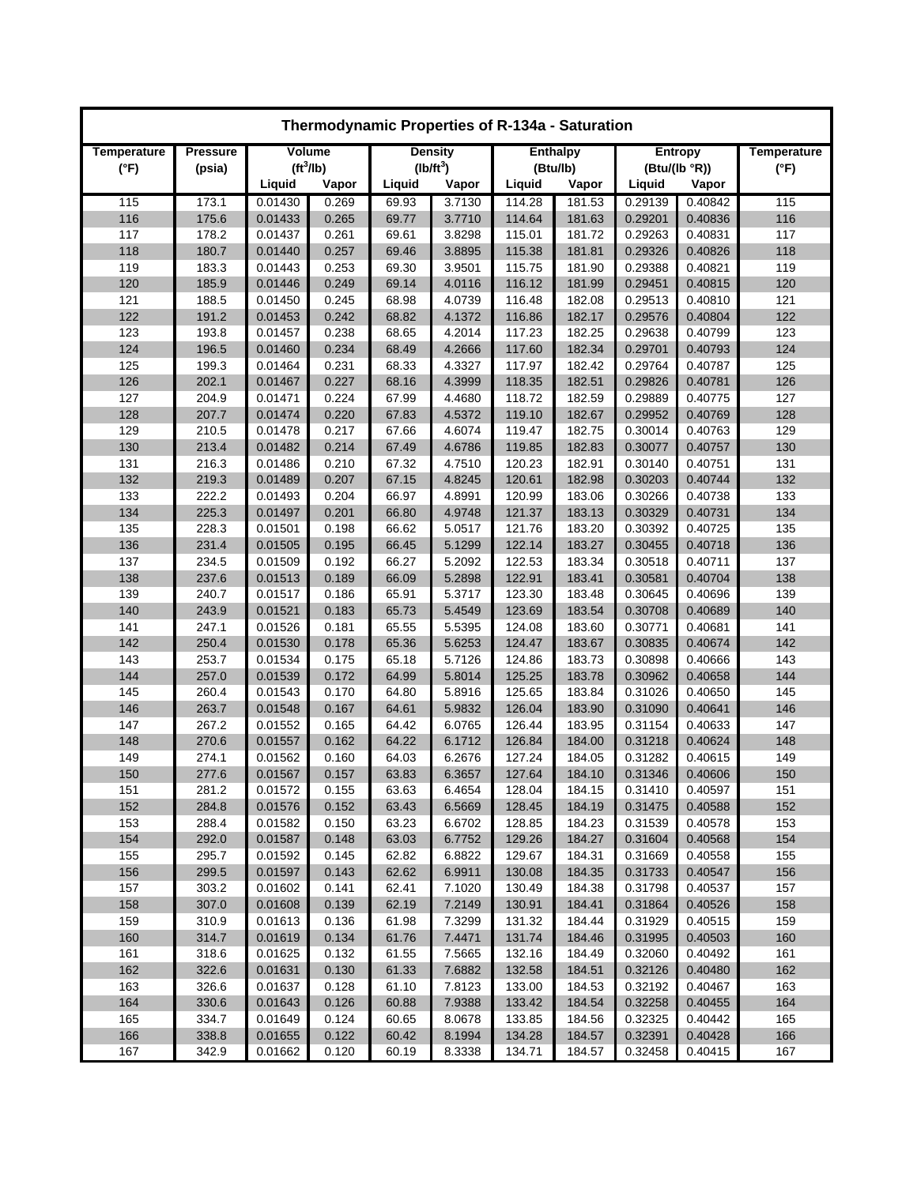| Thermodynamic Properties of R-134a - Saturation | | | | | | | | | | |
|---|---|---|---|---|---|---|---|---|---|---|
| Temperature (°F) | Pressure (psia) | Volume ($ft^3$/lb) | | Density ($lb/ft^3$) | | Enthalpy (Btu/lb) | | Entropy (Btu/(lb °R)) | | Temperature (°F) |
| | | Liquid | Vapor | Liquid | Vapor | Liquid | Vapor | Liquid | Vapor | |
| 115 | 173.1 | 0.01430 | 0.269 | 69.93 | 3.7130 | 114.28 | 181.53 | 0.29139 | 0.40842 | 115 |
| 116 | 175.6 | 0.01433 | 0.265 | 69.77 | 3.7710 | 114.64 | 181.63 | 0.29201 | 0.40836 | 116 |
| 117 | 178.2 | 0.01437 | 0.261 | 69.61 | 3.8298 | 115.01 | 181.72 | 0.29263 | 0.40831 | 117 |
| 118 | 180.7 | 0.01440 | 0.257 | 69.46 | 3.8895 | 115.38 | 181.81 | 0.29326 | 0.40826 | 118 |
| 119 | 183.3 | 0.01443 | 0.253 | 69.30 | 3.9501 | 115.75 | 181.90 | 0.29388 | 0.40821 | 119 |
| 120 | 185.9 | 0.01446 | 0.249 | 69.14 | 4.0116 | 116.12 | 181.99 | 0.29451 | 0.40815 | 120 |
| 121 | 188.5 | 0.01450 | 0.245 | 68.98 | 4.0739 | 116.48 | 182.08 | 0.29513 | 0.40810 | 121 |
| 122 | 191.2 | 0.01453 | 0.242 | 68.82 | 4.1372 | 116.86 | 182.17 | 0.29576 | 0.40804 | 122 |
| 123 | 193.8 | 0.01457 | 0.238 | 68.65 | 4.2014 | 117.23 | 182.25 | 0.29638 | 0.40799 | 123 |
| 124 | 196.5 | 0.01460 | 0.234 | 68.49 | 4.2666 | 117.60 | 182.34 | 0.29701 | 0.40793 | 124 |
| 125 | 199.3 | 0.01464 | 0.231 | 68.33 | 4.3327 | 117.97 | 182.42 | 0.29764 | 0.40787 | 125 |
| 126 | 202.1 | 0.01467 | 0.227 | 68.16 | 4.3999 | 118.35 | 182.51 | 0.29826 | 0.40781 | 126 |
| 127 | 204.9 | 0.01471 | 0.224 | 67.99 | 4.4680 | 118.72 | 182.59 | 0.29889 | 0.40775 | 127 |
| 128 | 207.7 | 0.01474 | 0.220 | 67.83 | 4.5372 | 119.10 | 182.67 | 0.29952 | 0.40769 | 128 |
| 129 | 210.5 | 0.01478 | 0.217 | 67.66 | 4.6074 | 119.47 | 182.75 | 0.30014 | 0.40763 | 129 |
| 130 | 213.4 | 0.01482 | 0.214 | 67.49 | 4.6786 | 119.85 | 182.83 | 0.30077 | 0.40757 | 130 |
| 131 | 216.3 | 0.01486 | 0.210 | 67.32 | 4.7510 | 120.23 | 182.91 | 0.30140 | 0.40751 | 131 |
| 132 | 219.3 | 0.01489 | 0.207 | 67.15 | 4.8245 | 120.61 | 182.98 | 0.30203 | 0.40744 | 132 |
| 133 | 222.2 | 0.01493 | 0.204 | 66.97 | 4.8991 | 120.99 | 183.06 | 0.30266 | 0.40738 | 133 |
| 134 | 225.3 | 0.01497 | 0.201 | 66.80 | 4.9748 | 121.37 | 183.13 | 0.30329 | 0.40731 | 134 |
| 135 | 228.3 | 0.01501 | 0.198 | 66.62 | 5.0517 | 121.76 | 183.20 | 0.30392 | 0.40725 | 135 |
| 136 | 231.4 | 0.01505 | 0.195 | 66.45 | 5.1299 | 122.14 | 183.27 | 0.30455 | 0.40718 | 136 |
| 137 | 234.5 | 0.01509 | 0.192 | 66.27 | 5.2092 | 122.53 | 183.34 | 0.30518 | 0.40711 | 137 |
| 138 | 237.6 | 0.01513 | 0.189 | 66.09 | 5.2898 | 122.91 | 183.41 | 0.30581 | 0.40704 | 138 |
| 139 | 240.7 | 0.01517 | 0.186 | 65.91 | 5.3717 | 123.30 | 183.48 | 0.30645 | 0.40696 | 139 |
| 140 | 243.9 | 0.01521 | 0.183 | 65.73 | 5.4549 | 123.69 | 183.54 | 0.30708 | 0.40689 | 140 |
| 141 | 247.1 | 0.01526 | 0.181 | 65.55 | 5.5395 | 124.08 | 183.60 | 0.30771 | 0.40681 | 141 |
| 142 | 250.4 | 0.01530 | 0.178 | 65.36 | 5.6253 | 124.47 | 183.67 | 0.30835 | 0.40674 | 142 |
| 143 | 253.7 | 0.01534 | 0.175 | 65.18 | 5.7126 | 124.86 | 183.73 | 0.30898 | 0.40666 | 143 |
| 144 | 257.0 | 0.01539 | 0.172 | 64.99 | 5.8014 | 125.25 | 183.78 | 0.30962 | 0.40658 | 144 |
| 145 | 260.4 | 0.01543 | 0.170 | 64.80 | 5.8916 | 125.65 | 183.84 | 0.31026 | 0.40650 | 145 |
| 146 | 263.7 | 0.01548 | 0.167 | 64.61 | 5.9832 | 126.04 | 183.90 | 0.31090 | 0.40641 | 146 |
| 147 | 267.2 | 0.01552 | 0.165 | 64.42 | 6.0765 | 126.44 | 183.95 | 0.31154 | 0.40633 | 147 |
| 148 | 270.6 | 0.01557 | 0.162 | 64.22 | 6.1712 | 126.84 | 184.00 | 0.31218 | 0.40624 | 148 |
| 149 | 274.1 | 0.01562 | 0.160 | 64.03 | 6.2676 | 127.24 | 184.05 | 0.31282 | 0.40615 | 149 |
| 150 | 277.6 | 0.01567 | 0.157 | 63.83 | 6.3657 | 127.64 | 184.10 | 0.31346 | 0.40606 | 150 |
| 151 | 281.2 | 0.01572 | 0.155 | 63.63 | 6.4654 | 128.04 | 184.15 | 0.31410 | 0.40597 | 151 |
| 152 | 284.8 | 0.01576 | 0.152 | 63.43 | 6.5669 | 128.45 | 184.19 | 0.31475 | 0.40588 | 152 |
| 153 | 288.4 | 0.01582 | 0.150 | 63.23 | 6.6702 | 128.85 | 184.23 | 0.31539 | 0.40578 | 153 |
| 154 | 292.0 | 0.01587 | 0.148 | 63.03 | 6.7752 | 129.26 | 184.27 | 0.31604 | 0.40568 | 154 |
| 155 | 295.7 | 0.01592 | 0.145 | 62.82 | 6.8822 | 129.67 | 184.31 | 0.31669 | 0.40558 | 155 |
| 156 | 299.5 | 0.01597 | 0.143 | 62.62 | 6.9911 | 130.08 | 184.35 | 0.31733 | 0.40547 | 156 |
| 157 | 303.2 | 0.01602 | 0.141 | 62.41 | 7.1020 | 130.49 | 184.38 | 0.31798 | 0.40537 | 157 |
| 158 | 307.0 | 0.01608 | 0.139 | 62.19 | 7.2149 | 130.91 | 184.41 | 0.31864 | 0.40526 | 158 |
| 159 | 310.9 | 0.01613 | 0.136 | 61.98 | 7.3299 | 131.32 | 184.44 | 0.31929 | 0.40515 | 159 |
| 160 | 314.7 | 0.01619 | 0.134 | 61.76 | 7.4471 | 131.74 | 184.46 | 0.31995 | 0.40503 | 160 |
| 161 | 318.6 | 0.01625 | 0.132 | 61.55 | 7.5665 | 132.16 | 184.49 | 0.32060 | 0.40492 | 161 |
| 162 | 322.6 | 0.01631 | 0.130 | 61.33 | 7.6882 | 132.58 | 184.51 | 0.32126 | 0.40480 | 162 |
| 163 | 326.6 | 0.01637 | 0.128 | 61.10 | 7.8123 | 133.00 | 184.53 | 0.32192 | 0.40467 | 163 |
| 164 | 330.6 | 0.01643 | 0.126 | 60.88 | 7.9388 | 133.42 | 184.54 | 0.32258 | 0.40455 | 164 |
| 165 | 334.7 | 0.01649 | 0.124 | 60.65 | 8.0678 | 133.85 | 184.56 | 0.32325 | 0.40442 | 165 |
| 166 | 338.8 | 0.01655 | 0.122 | 60.42 | 8.1994 | 134.28 | 184.57 | 0.32391 | 0.40428 | 166 |
| 167 | 342.9 | 0.01662 | 0.120 | 60.19 | 8.3338 | 134.71 | 184.57 | 0.32458 | 0.40415 | 167 |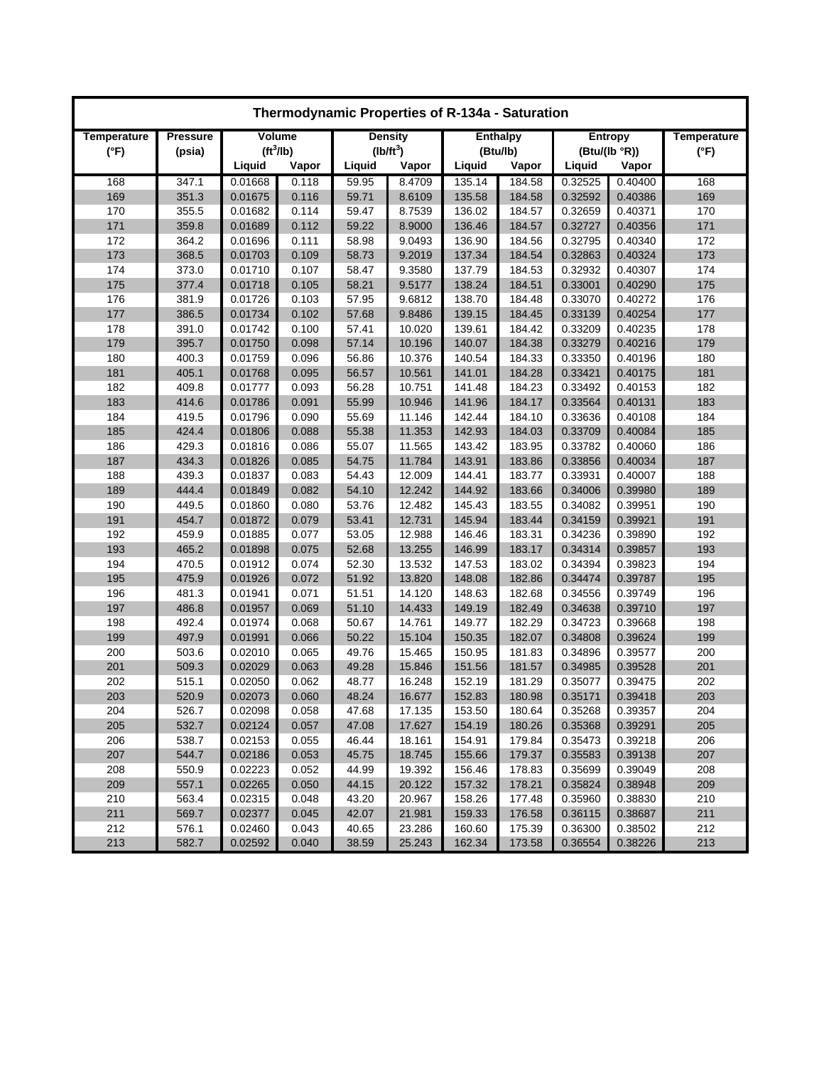| Thermodynamic Properties of R-134a - Saturation | | | | | | | | | | |
|---|---|---|---|---|---|---|---|---|---|---|
| Temperature (°F) | Pressure (psia) | Volume ($ft^3$/lb) | | Density ($lb/ft^3$) | | Enthalpy (Btu/lb) | | Entropy (Btu/(lb °R)) | | Temperature (°F) |
| | | Liquid | Vapor | Liquid | Vapor | Liquid | Vapor | Liquid | Vapor | |
| 168 | 347.1 | 0.01668 | 0.118 | 59.95 | 8.4709 | 135.14 | 184.58 | 0.32525 | 0.40400 | 168 |
| 169 | 351.3 | 0.01675 | 0.116 | 59.71 | 8.6109 | 135.58 | 184.58 | 0.32592 | 0.40386 | 169 |
| 170 | 355.5 | 0.01682 | 0.114 | 59.47 | 8.7539 | 136.02 | 184.57 | 0.32659 | 0.40371 | 170 |
| 171 | 359.8 | 0.01689 | 0.112 | 59.22 | 8.9000 | 136.46 | 184.57 | 0.32727 | 0.40356 | 171 |
| 172 | 364.2 | 0.01696 | 0.111 | 58.98 | 9.0493 | 136.90 | 184.56 | 0.32795 | 0.40340 | 172 |
| 173 | 368.5 | 0.01703 | 0.109 | 58.73 | 9.2019 | 137.34 | 184.54 | 0.32863 | 0.40324 | 173 |
| 174 | 373.0 | 0.01710 | 0.107 | 58.47 | 9.3580 | 137.79 | 184.53 | 0.32932 | 0.40307 | 174 |
| 175 | 377.4 | 0.01718 | 0.105 | 58.21 | 9.5177 | 138.24 | 184.51 | 0.33001 | 0.40290 | 175 |
| 176 | 381.9 | 0.01726 | 0.103 | 57.95 | 9.6812 | 138.70 | 184.48 | 0.33070 | 0.40272 | 176 |
| 177 | 386.5 | 0.01734 | 0.102 | 57.68 | 9.8486 | 139.15 | 184.45 | 0.33139 | 0.40254 | 177 |
| 178 | 391.0 | 0.01742 | 0.100 | 57.41 | 10.020 | 139.61 | 184.42 | 0.33209 | 0.40235 | 178 |
| 179 | 395.7 | 0.01750 | 0.098 | 57.14 | 10.196 | 140.07 | 184.38 | 0.33279 | 0.40216 | 179 |
| 180 | 400.3 | 0.01759 | 0.096 | 56.86 | 10.376 | 140.54 | 184.33 | 0.33350 | 0.40196 | 180 |
| 181 | 405.1 | 0.01768 | 0.095 | 56.57 | 10.561 | 141.01 | 184.28 | 0.33421 | 0.40175 | 181 |
| 182 | 409.8 | 0.01777 | 0.093 | 56.28 | 10.751 | 141.48 | 184.23 | 0.33492 | 0.40153 | 182 |
| 183 | 414.6 | 0.01786 | 0.091 | 55.99 | 10.946 | 141.96 | 184.17 | 0.33564 | 0.40131 | 183 |
| 184 | 419.5 | 0.01796 | 0.090 | 55.69 | 11.146 | 142.44 | 184.10 | 0.33636 | 0.40108 | 184 |
| 185 | 424.4 | 0.01806 | 0.088 | 55.38 | 11.353 | 142.93 | 184.03 | 0.33709 | 0.40084 | 185 |
| 186 | 429.3 | 0.01816 | 0.086 | 55.07 | 11.565 | 143.42 | 183.95 | 0.33782 | 0.40060 | 186 |
| 187 | 434.3 | 0.01826 | 0.085 | 54.75 | 11.784 | 143.91 | 183.86 | 0.33856 | 0.40034 | 187 |
| 188 | 439.3 | 0.01837 | 0.083 | 54.43 | 12.009 | 144.41 | 183.77 | 0.33931 | 0.40007 | 188 |
| 189 | 444.4 | 0.01849 | 0.082 | 54.10 | 12.242 | 144.92 | 183.66 | 0.34006 | 0.39980 | 189 |
| 190 | 449.5 | 0.01860 | 0.080 | 53.76 | 12.482 | 145.43 | 183.55 | 0.34082 | 0.39951 | 190 |
| 191 | 454.7 | 0.01872 | 0.079 | 53.41 | 12.731 | 145.94 | 183.44 | 0.34159 | 0.39921 | 191 |
| 192 | 459.9 | 0.01885 | 0.077 | 53.05 | 12.988 | 146.46 | 183.31 | 0.34236 | 0.39890 | 192 |
| 193 | 465.2 | 0.01898 | 0.075 | 52.68 | 13.255 | 146.99 | 183.17 | 0.34314 | 0.39857 | 193 |
| 194 | 470.5 | 0.01912 | 0.074 | 52.30 | 13.532 | 147.53 | 183.02 | 0.34394 | 0.39823 | 194 |
| 195 | 475.9 | 0.01926 | 0.072 | 51.92 | 13.820 | 148.08 | 182.86 | 0.34474 | 0.39787 | 195 |
| 196 | 481.3 | 0.01941 | 0.071 | 51.51 | 14.120 | 148.63 | 182.68 | 0.34556 | 0.39749 | 196 |
| 197 | 486.8 | 0.01957 | 0.069 | 51.10 | 14.433 | 149.19 | 182.49 | 0.34638 | 0.39710 | 197 |
| 198 | 492.4 | 0.01974 | 0.068 | 50.67 | 14.761 | 149.77 | 182.29 | 0.34723 | 0.39668 | 198 |
| 199 | 497.9 | 0.01991 | 0.066 | 50.22 | 15.104 | 150.35 | 182.07 | 0.34808 | 0.39624 | 199 |
| 200 | 503.6 | 0.02010 | 0.065 | 49.76 | 15.465 | 150.95 | 181.83 | 0.34896 | 0.39577 | 200 |
| 201 | 509.3 | 0.02029 | 0.063 | 49.28 | 15.846 | 151.56 | 181.57 | 0.34985 | 0.39528 | 201 |
| 202 | 515.1 | 0.02050 | 0.062 | 48.77 | 16.248 | 152.19 | 181.29 | 0.35077 | 0.39475 | 202 |
| 203 | 520.9 | 0.02073 | 0.060 | 48.24 | 16.677 | 152.83 | 180.98 | 0.35171 | 0.39418 | 203 |
| 204 | 526.7 | 0.02098 | 0.058 | 47.68 | 17.135 | 153.50 | 180.64 | 0.35268 | 0.39357 | 204 |
| 205 | 532.7 | 0.02124 | 0.057 | 47.08 | 17.627 | 154.19 | 180.26 | 0.35368 | 0.39291 | 205 |
| 206 | 538.7 | 0.02153 | 0.055 | 46.44 | 18.161 | 154.91 | 179.84 | 0.35473 | 0.39218 | 206 |
| 207 | 544.7 | 0.02186 | 0.053 | 45.75 | 18.745 | 155.66 | 179.37 | 0.35583 | 0.39138 | 207 |
| 208 | 550.9 | 0.02223 | 0.052 | 44.99 | 19.392 | 156.46 | 178.83 | 0.35699 | 0.39049 | 208 |
| 209 | 557.1 | 0.02265 | 0.050 | 44.15 | 20.122 | 157.32 | 178.21 | 0.35824 | 0.38948 | 209 |
| 210 | 563.4 | 0.02315 | 0.048 | 43.20 | 20.967 | 158.26 | 177.48 | 0.35960 | 0.38830 | 210 |
| 211 | 569.7 | 0.02377 | 0.045 | 42.07 | 21.981 | 159.33 | 176.58 | 0.36115 | 0.38687 | 211 |
| 212 | 576.1 | 0.02460 | 0.043 | 40.65 | 23.286 | 160.60 | 175.39 | 0.36300 | 0.38502 | 212 |
| 213 | 582.7 | 0.02592 | 0.040 | 38.59 | 25.243 | 162.34 | 173.58 | 0.36554 | 0.38226 | 213 |